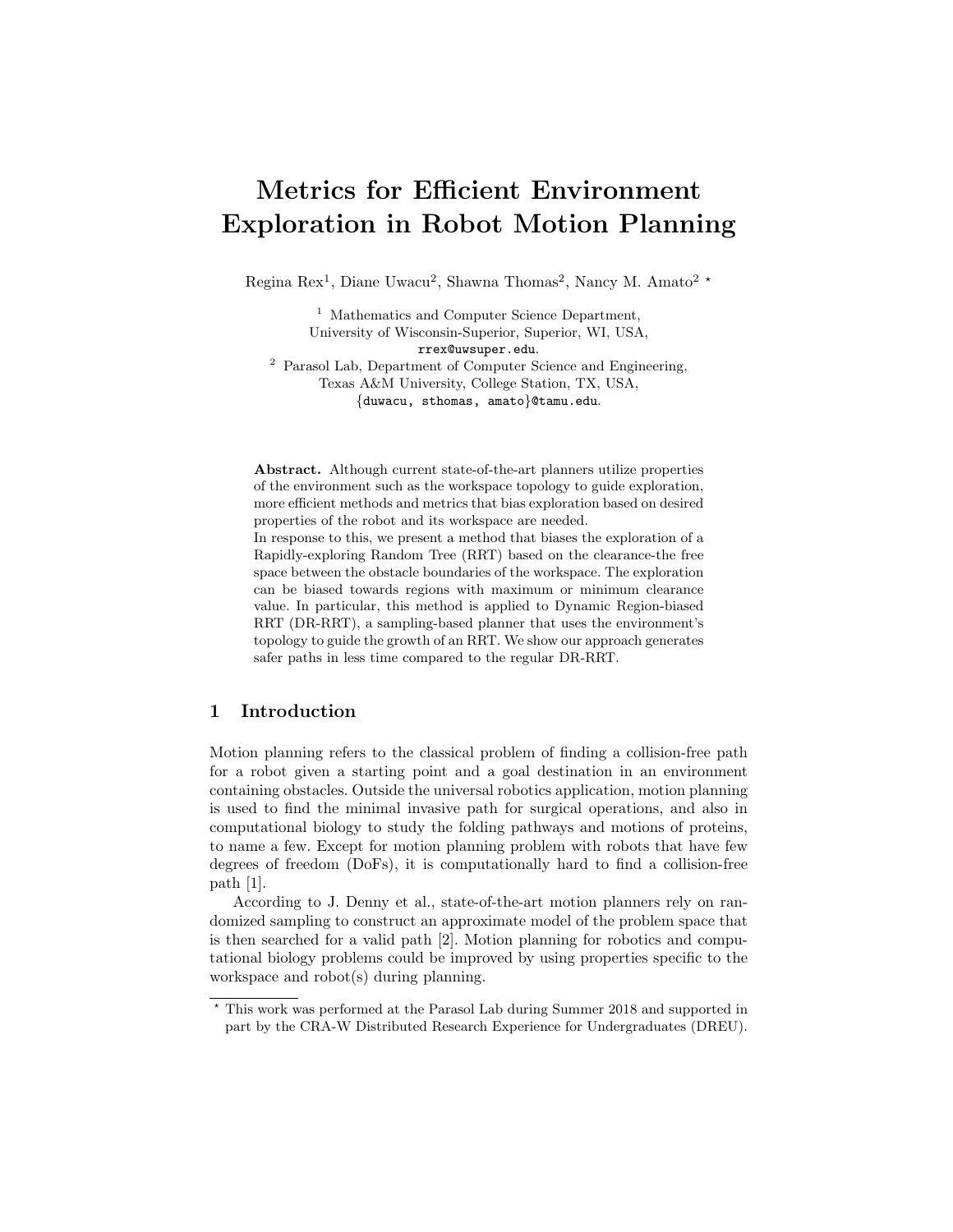# Metrics for Efficient Environment Exploration in Robot Motion Planning

Regina Rex[1], Diane Uwacu[2], Shawna Thomas[2], Nancy M. Amato[2] *

[1] Mathematics and Computer Science Department, University of Wisconsin-Superior, Superior, WI, USA, rrex@uwsuper.edu.

[2] Parasol Lab, Department of Computer Science and Engineering, Texas A&M University, College Station, TX, USA, {duwacu, sthomas, amato}@tamu.edu.

**Abstract.** Although current state-of-the-art planners utilize properties of the environment such as the workspace topology to guide exploration, more efficient methods and metrics that bias exploration based on desired properties of the robot and its workspace are needed.
In response to this, we present a method that biases the exploration of a Rapidly-exploring Random Tree (RRT) based on the clearance-the free space between the obstacle boundaries of the workspace. The exploration can be biased towards regions with maximum or minimum clearance value. In particular, this method is applied to Dynamic Region-biased RRT (DR-RRT), a sampling-based planner that uses the environment's topology to guide the growth of an RRT. We show our approach generates safer paths in less time compared to the regular DR-RRT.

## 1 Introduction

Motion planning refers to the classical problem of finding a collision-free path for a robot given a starting point and a goal destination in an environment containing obstacles. Outside the universal robotics application, motion planning is used to find the minimal invasive path for surgical operations, and also in computational biology to study the folding pathways and motions of proteins, to name a few. Except for motion planning problem with robots that have few degrees of freedom (DoFs), it is computationally hard to find a collision-free path [1].

According to J. Denny et al., state-of-the-art motion planners rely on randomized sampling to construct an approximate model of the problem space that is then searched for a valid path [2]. Motion planning for robotics and computational biology problems could be improved by using properties specific to the workspace and robot(s) during planning.

* This work was performed at the Parasol Lab during Summer 2018 and supported in part by the CRA-W Distributed Research Experience for Undergraduates (DREU).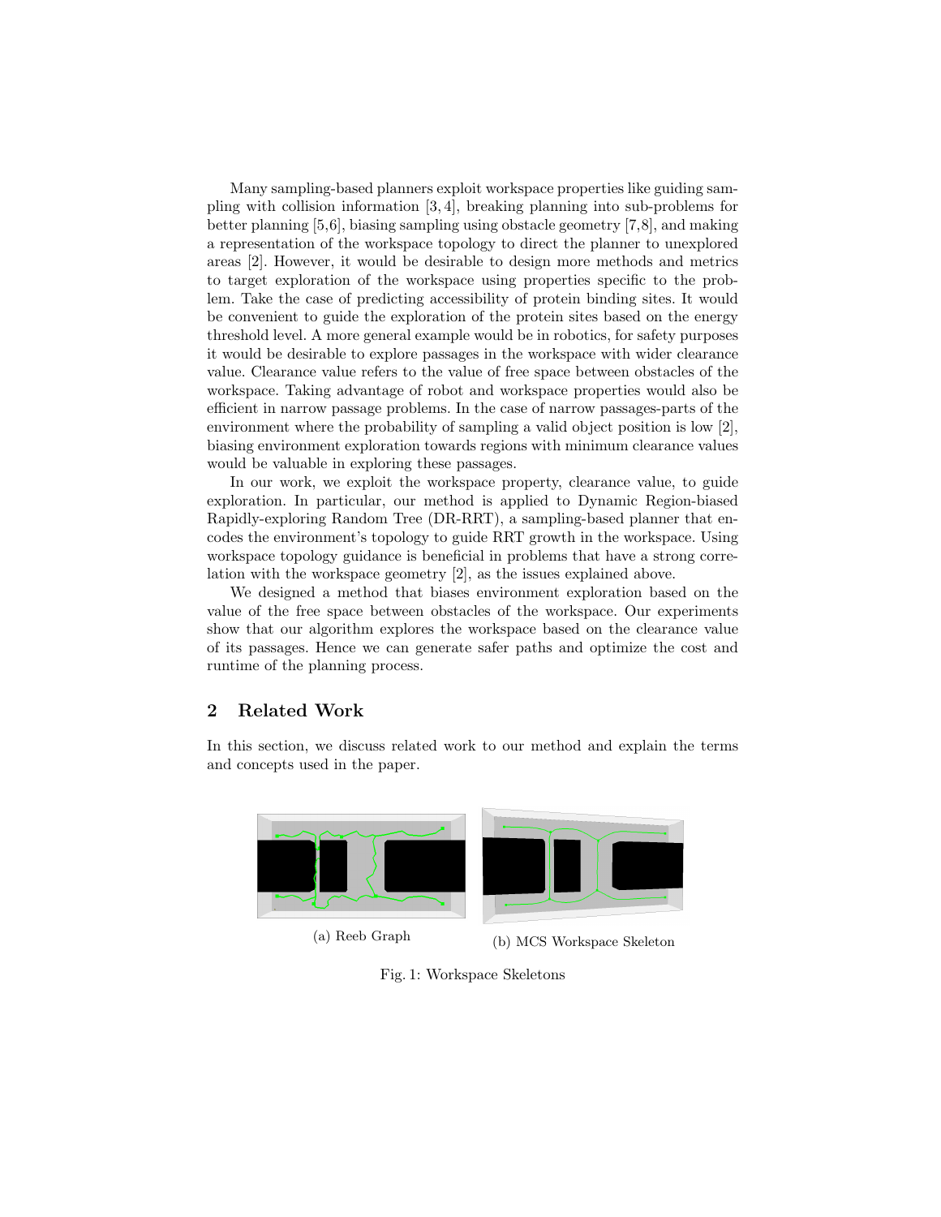Many sampling-based planners exploit workspace properties like guiding sampling with collision information [3, 4], breaking planning into sub-problems for better planning [5,6], biasing sampling using obstacle geometry [7,8], and making a representation of the workspace topology to direct the planner to unexplored areas [2]. However, it would be desirable to design more methods and metrics to target exploration of the workspace using properties specific to the problem. Take the case of predicting accessibility of protein binding sites. It would be convenient to guide the exploration of the protein sites based on the energy threshold level. A more general example would be in robotics, for safety purposes it would be desirable to explore passages in the workspace with wider clearance value. Clearance value refers to the value of free space between obstacles of the workspace. Taking advantage of robot and workspace properties would also be efficient in narrow passage problems. In the case of narrow passages-parts of the environment where the probability of sampling a valid object position is low [2], biasing environment exploration towards regions with minimum clearance values would be valuable in exploring these passages.

In our work, we exploit the workspace property, clearance value, to guide exploration. In particular, our method is applied to Dynamic Region-biased Rapidly-exploring Random Tree (DR-RRT), a sampling-based planner that encodes the environment's topology to guide RRT growth in the workspace. Using workspace topology guidance is beneficial in problems that have a strong correlation with the workspace geometry [2], as the issues explained above.

We designed a method that biases environment exploration based on the value of the free space between obstacles of the workspace. Our experiments show that our algorithm explores the workspace based on the clearance value of its passages. Hence we can generate safer paths and optimize the cost and runtime of the planning process.

## 2 Related Work

In this section, we discuss related work to our method and explain the terms and concepts used in the paper.

(a) Reeb Graph

(b) MCS Workspace Skeleton

Fig. 1: Workspace Skeletons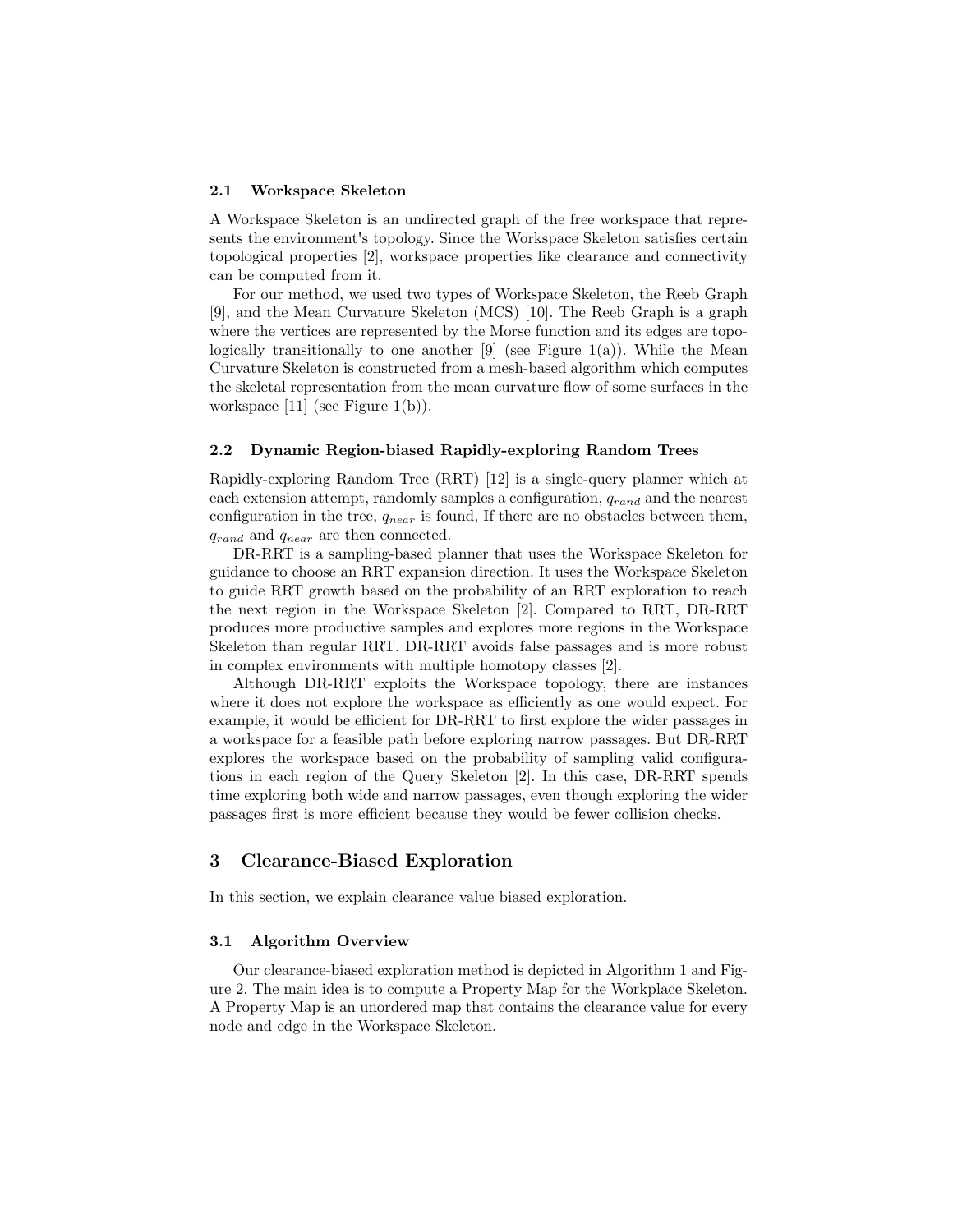### 2.1 Workspace Skeleton

A Workspace Skeleton is an undirected graph of the free workspace that represents the environment's topology. Since the Workspace Skeleton satisfies certain topological properties [2], workspace properties like clearance and connectivity can be computed from it.

For our method, we used two types of Workspace Skeleton, the Reeb Graph [9], and the Mean Curvature Skeleton (MCS) [10]. The Reeb Graph is a graph where the vertices are represented by the Morse function and its edges are topologically transitionally to one another [9] (see Figure 1(a)). While the Mean Curvature Skeleton is constructed from a mesh-based algorithm which computes the skeletal representation from the mean curvature flow of some surfaces in the workspace [11] (see Figure 1(b)).

### 2.2 Dynamic Region-biased Rapidly-exploring Random Trees

Rapidly-exploring Random Tree (RRT) [12] is a single-query planner which at each extension attempt, randomly samples a configuration, $q_{rand}$ and the nearest configuration in the tree, $q_{near}$ is found, If there are no obstacles between them, $q_{rand}$ and $q_{near}$ are then connected.

DR-RRT is a sampling-based planner that uses the Workspace Skeleton for guidance to choose an RRT expansion direction. It uses the Workspace Skeleton to guide RRT growth based on the probability of an RRT exploration to reach the next region in the Workspace Skeleton [2]. Compared to RRT, DR-RRT produces more productive samples and explores more regions in the Workspace Skeleton than regular RRT. DR-RRT avoids false passages and is more robust in complex environments with multiple homotopy classes [2].

Although DR-RRT exploits the Workspace topology, there are instances where it does not explore the workspace as efficiently as one would expect. For example, it would be efficient for DR-RRT to first explore the wider passages in a workspace for a feasible path before exploring narrow passages. But DR-RRT explores the workspace based on the probability of sampling valid configurations in each region of the Query Skeleton [2]. In this case, DR-RRT spends time exploring both wide and narrow passages, even though exploring the wider passages first is more efficient because they would be fewer collision checks.

## 3 Clearance-Biased Exploration

In this section, we explain clearance value biased exploration.

### 3.1 Algorithm Overview

Our clearance-biased exploration method is depicted in Algorithm 1 and Figure 2. The main idea is to compute a Property Map for the Workplace Skeleton. A Property Map is an unordered map that contains the clearance value for every node and edge in the Workspace Skeleton.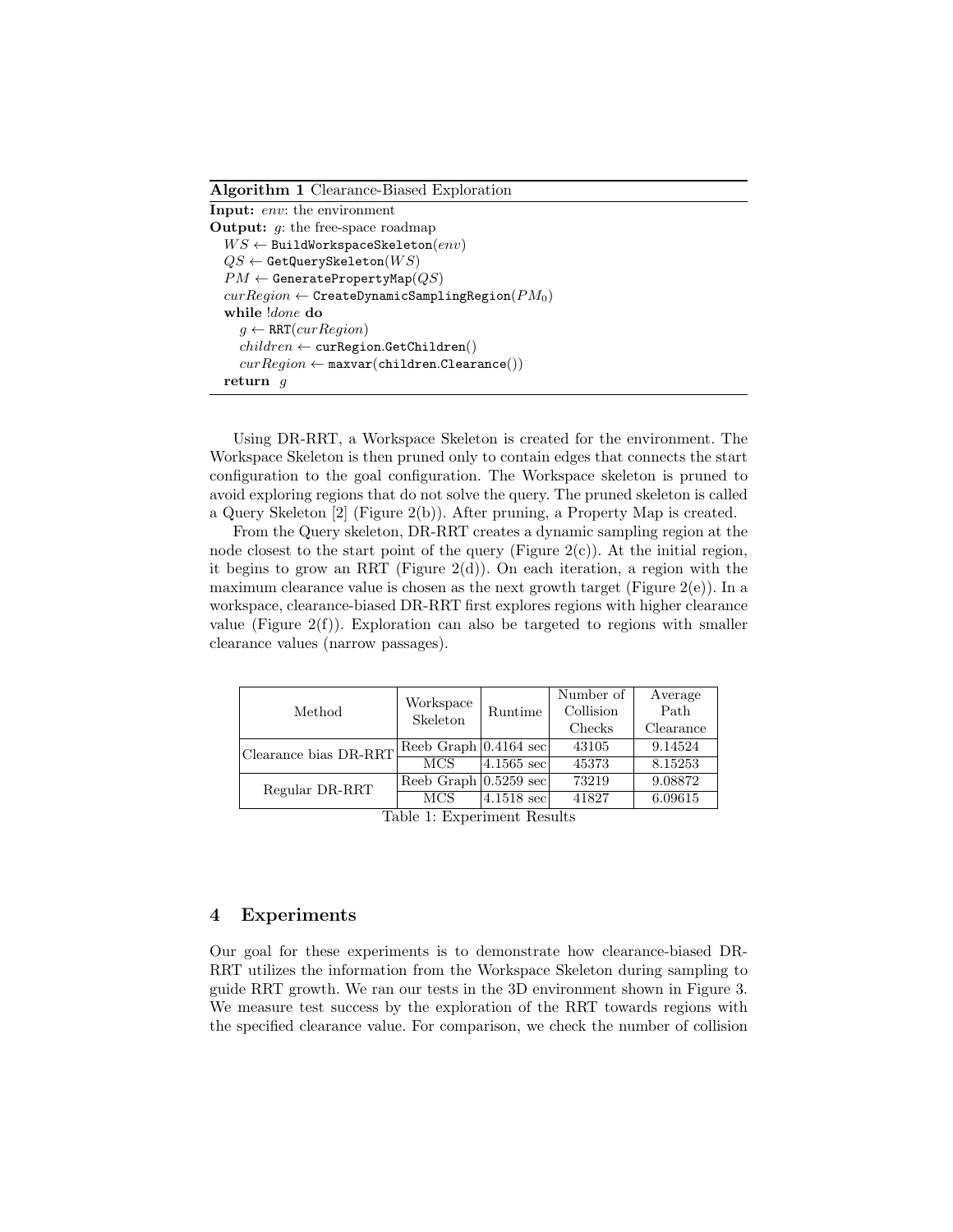**Algorithm 1** Clearance-Biased Exploration

```
Input: env: the environment
Output: g: the free-space roadmap
  WS ← BuildWorkspaceSkeleton(env)
  QS ← GetQuerySkeleton(WS)
  PM ← GeneratePropertyMap(QS)
  curRegion ← CreateDynamicSamplingRegion(PM_0)
  while !done do
    g ← RRT(curRegion)
    children ← curRegion.GetChildren()
    curRegion ← maxvar(children.Clearance())
  return g
```

Using DR-RRT, a Workspace Skeleton is created for the environment. The Workspace Skeleton is then pruned only to contain edges that connects the start configuration to the goal configuration. The Workspace skeleton is pruned to avoid exploring regions that do not solve the query. The pruned skeleton is called a Query Skeleton [2] (Figure 2(b)). After pruning, a Property Map is created.

From the Query skeleton, DR-RRT creates a dynamic sampling region at the node closest to the start point of the query (Figure 2(c)). At the initial region, it begins to grow an RRT (Figure 2(d)). On each iteration, a region with the maximum clearance value is chosen as the next growth target (Figure 2(e)). In a workspace, clearance-biased DR-RRT first explores regions with higher clearance value (Figure 2(f)). Exploration can also be targeted to regions with smaller clearance values (narrow passages).

| Method | Workspace Skeleton | Runtime | Number of Collision Checks | Average Path Clearance |
|---|---|---|---|---|
| Clearance bias DR-RRT | Reeb Graph | 0.4164 sec | 43105 | 9.14524 |
| | MCS | 4.1565 sec | 45373 | 8.15253 |
| Regular DR-RRT | Reeb Graph | 0.5259 sec | 73219 | 9.08872 |
| | MCS | 4.1518 sec | 41827 | 6.09615 |

Table 1: Experiment Results

## 4 Experiments

Our goal for these experiments is to demonstrate how clearance-biased DR-RRT utilizes the information from the Workspace Skeleton during sampling to guide RRT growth. We ran our tests in the 3D environment shown in Figure 3. We measure test success by the exploration of the RRT towards regions with the specified clearance value. For comparison, we check the number of collision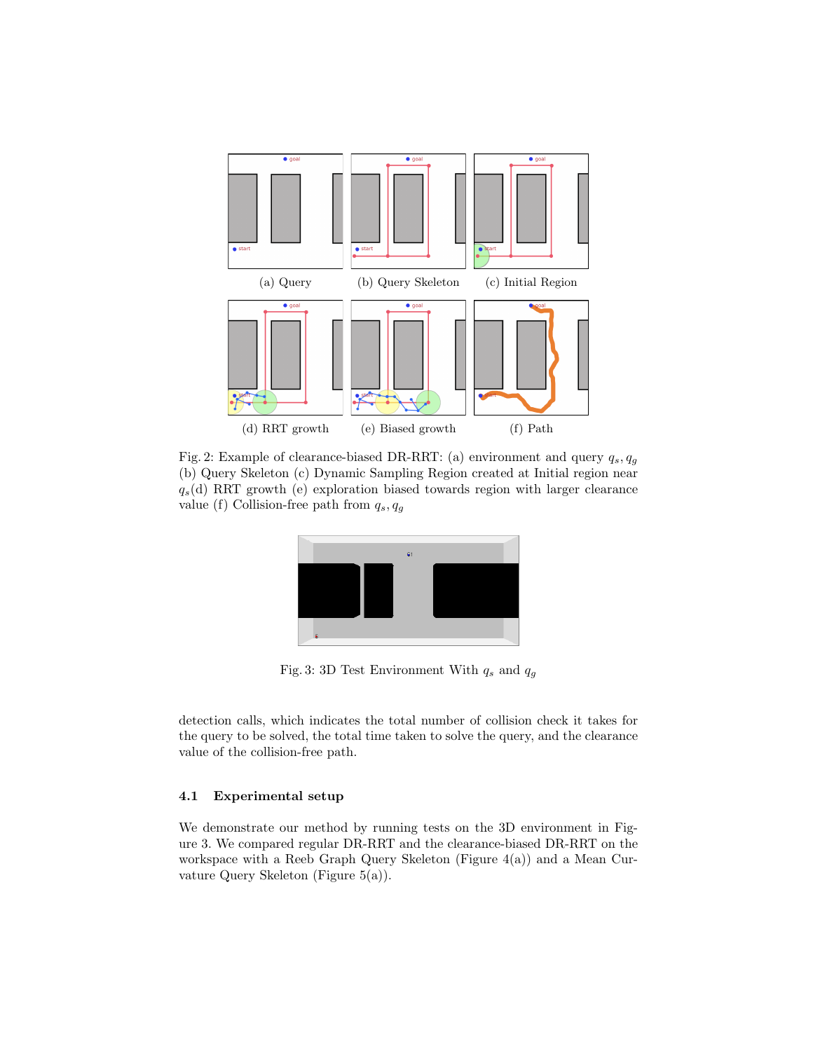(a) Query (b) Query Skeleton (c) Initial Region

(d) RRT growth (e) Biased growth (f) Path

Fig. 2: Example of clearance-biased DR-RRT: (a) environment and query $q_s, q_g$ (b) Query Skeleton (c) Dynamic Sampling Region created at Initial region near $q_s$(d) RRT growth (e) exploration biased towards region with larger clearance value (f) Collision-free path from $q_s, q_g$

Fig. 3: 3D Test Environment With $q_s$ and $q_g$

detection calls, which indicates the total number of collision check it takes for the query to be solved, the total time taken to solve the query, and the clearance value of the collision-free path.

### 4.1 Experimental setup

We demonstrate our method by running tests on the 3D environment in Figure 3. We compared regular DR-RRT and the clearance-biased DR-RRT on the workspace with a Reeb Graph Query Skeleton (Figure 4(a)) and a Mean Curvature Query Skeleton (Figure 5(a)).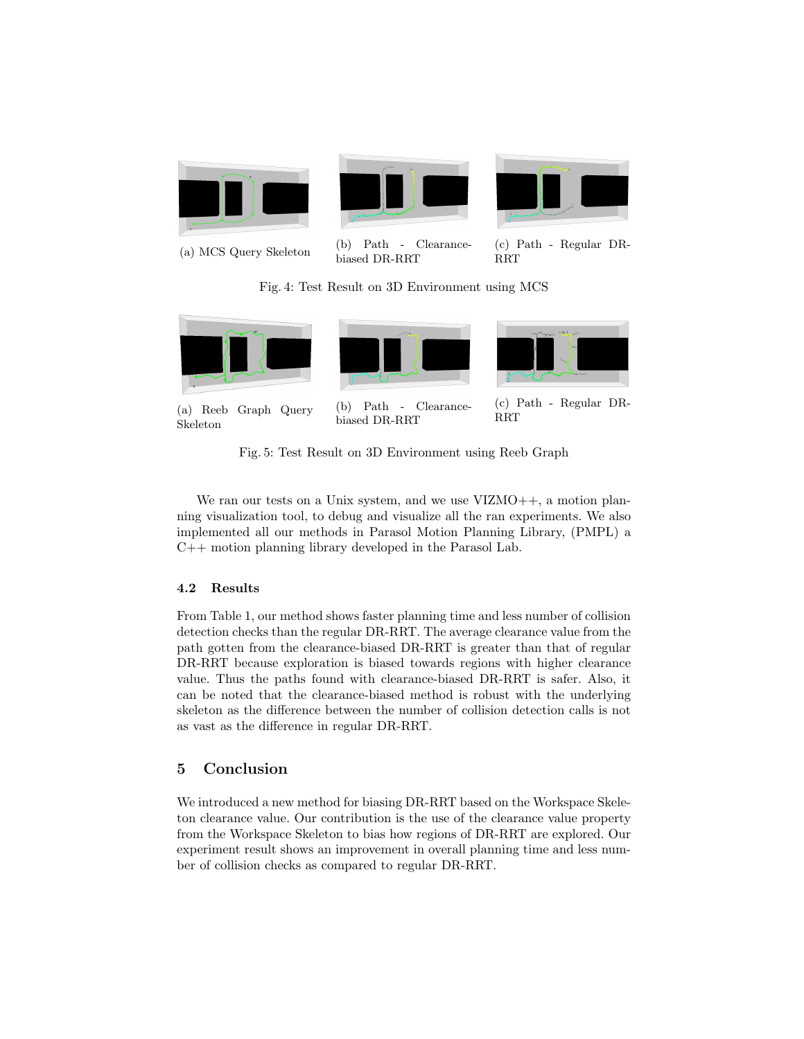(a) MCS Query Skeleton

(b) Path - Clearance-biased DR-RRT

(c) Path - Regular DR-RRT

Fig. 4: Test Result on 3D Environment using MCS

(a) Reeb Graph Query Skeleton

(b) Path - Clearance-biased DR-RRT

(c) Path - Regular DR-RRT

Fig. 5: Test Result on 3D Environment using Reeb Graph

We ran our tests on a Unix system, and we use VIZMO++, a motion planning visualization tool, to debug and visualize all the ran experiments. We also implemented all our methods in Parasol Motion Planning Library, (PMPL) a C++ motion planning library developed in the Parasol Lab.

### 4.2 Results

From Table 1, our method shows faster planning time and less number of collision detection checks than the regular DR-RRT. The average clearance value from the path gotten from the clearance-biased DR-RRT is greater than that of regular DR-RRT because exploration is biased towards regions with higher clearance value. Thus the paths found with clearance-biased DR-RRT is safer. Also, it can be noted that the clearance-biased method is robust with the underlying skeleton as the difference between the number of collision detection calls is not as vast as the difference in regular DR-RRT.

## 5 Conclusion

We introduced a new method for biasing DR-RRT based on the Workspace Skeleton clearance value. Our contribution is the use of the clearance value property from the Workspace Skeleton to bias how regions of DR-RRT are explored. Our experiment result shows an improvement in overall planning time and less number of collision checks as compared to regular DR-RRT.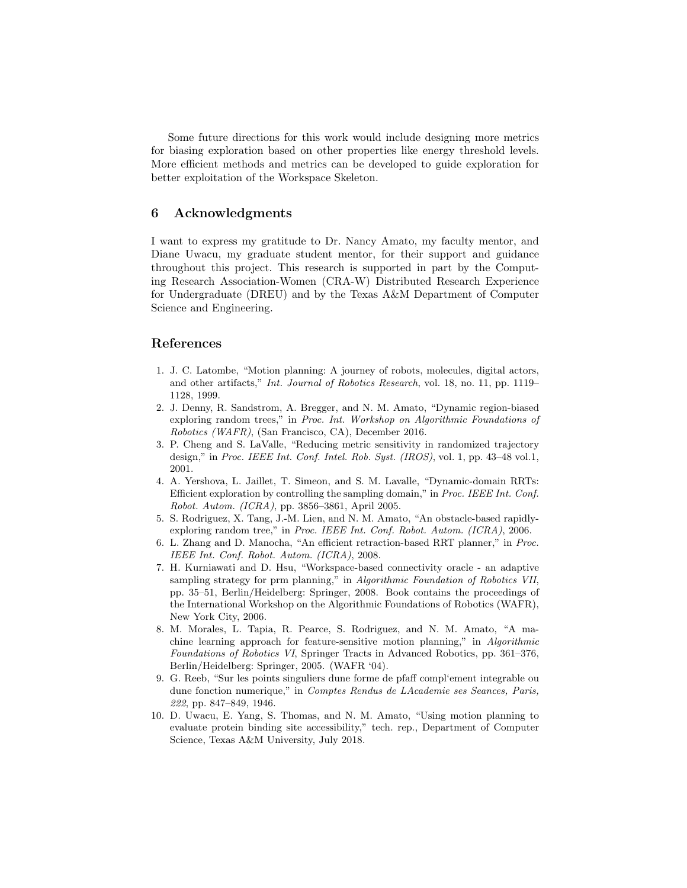Some future directions for this work would include designing more metrics for biasing exploration based on other properties like energy threshold levels. More efficient methods and metrics can be developed to guide exploration for better exploitation of the Workspace Skeleton.

## 6 Acknowledgments

I want to express my gratitude to Dr. Nancy Amato, my faculty mentor, and Diane Uwacu, my graduate student mentor, for their support and guidance throughout this project. This research is supported in part by the Computing Research Association-Women (CRA-W) Distributed Research Experience for Undergraduate (DREU) and by the Texas A&M Department of Computer Science and Engineering.

## References

1. J. C. Latombe, "Motion planning: A journey of robots, molecules, digital actors, and other artifacts," *Int. Journal of Robotics Research*, vol. 18, no. 11, pp. 1119–1128, 1999.
2. J. Denny, R. Sandstrom, A. Bregger, and N. M. Amato, "Dynamic region-biased exploring random trees," in *Proc. Int. Workshop on Algorithmic Foundations of Robotics (WAFR)*, (San Francisco, CA), December 2016.
3. P. Cheng and S. LaValle, "Reducing metric sensitivity in randomized trajectory design," in *Proc. IEEE Int. Conf. Intel. Rob. Syst. (IROS)*, vol. 1, pp. 43–48 vol.1, 2001.
4. A. Yershova, L. Jaillet, T. Simeon, and S. M. Lavalle, "Dynamic-domain RRTs: Efficient exploration by controlling the sampling domain," in *Proc. IEEE Int. Conf. Robot. Autom. (ICRA)*, pp. 3856–3861, April 2005.
5. S. Rodriguez, X. Tang, J.-M. Lien, and N. M. Amato, "An obstacle-based rapidly-exploring random tree," in *Proc. IEEE Int. Conf. Robot. Autom. (ICRA)*, 2006.
6. L. Zhang and D. Manocha, "An efficient retraction-based RRT planner," in *Proc. IEEE Int. Conf. Robot. Autom. (ICRA)*, 2008.
7. H. Kurniawati and D. Hsu, "Workspace-based connectivity oracle - an adaptive sampling strategy for prm planning," in *Algorithmic Foundation of Robotics VII*, pp. 35–51, Berlin/Heidelberg: Springer, 2008. Book contains the proceedings of the International Workshop on the Algorithmic Foundations of Robotics (WAFR), New York City, 2006.
8. M. Morales, L. Tapia, R. Pearce, S. Rodriguez, and N. M. Amato, "A machine learning approach for feature-sensitive motion planning," in *Algorithmic Foundations of Robotics VI*, Springer Tracts in Advanced Robotics, pp. 361–376, Berlin/Heidelberg: Springer, 2005. (WAFR '04).
9. G. Reeb, "Sur les points singuliers dune forme de pfaff compl'ement integrable ou dune fonction numerique," in *Comptes Rendus de LAcademie ses Seances, Paris, 222*, pp. 847–849, 1946.
10. D. Uwacu, E. Yang, S. Thomas, and N. M. Amato, "Using motion planning to evaluate protein binding site accessibility," tech. rep., Department of Computer Science, Texas A&M University, July 2018.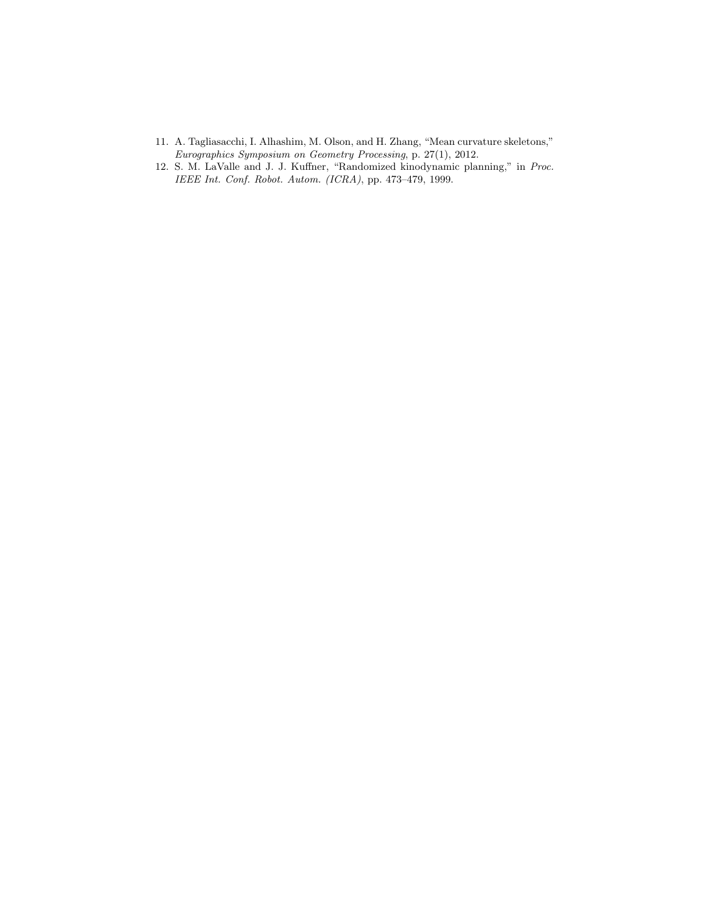11. A. Tagliasacchi, I. Alhashim, M. Olson, and H. Zhang, "Mean curvature skeletons," *Eurographics Symposium on Geometry Processing*, p. 27(1), 2012.
12. S. M. LaValle and J. J. Kuffner, "Randomized kinodynamic planning," in *Proc. IEEE Int. Conf. Robot. Autom. (ICRA)*, pp. 473–479, 1999.